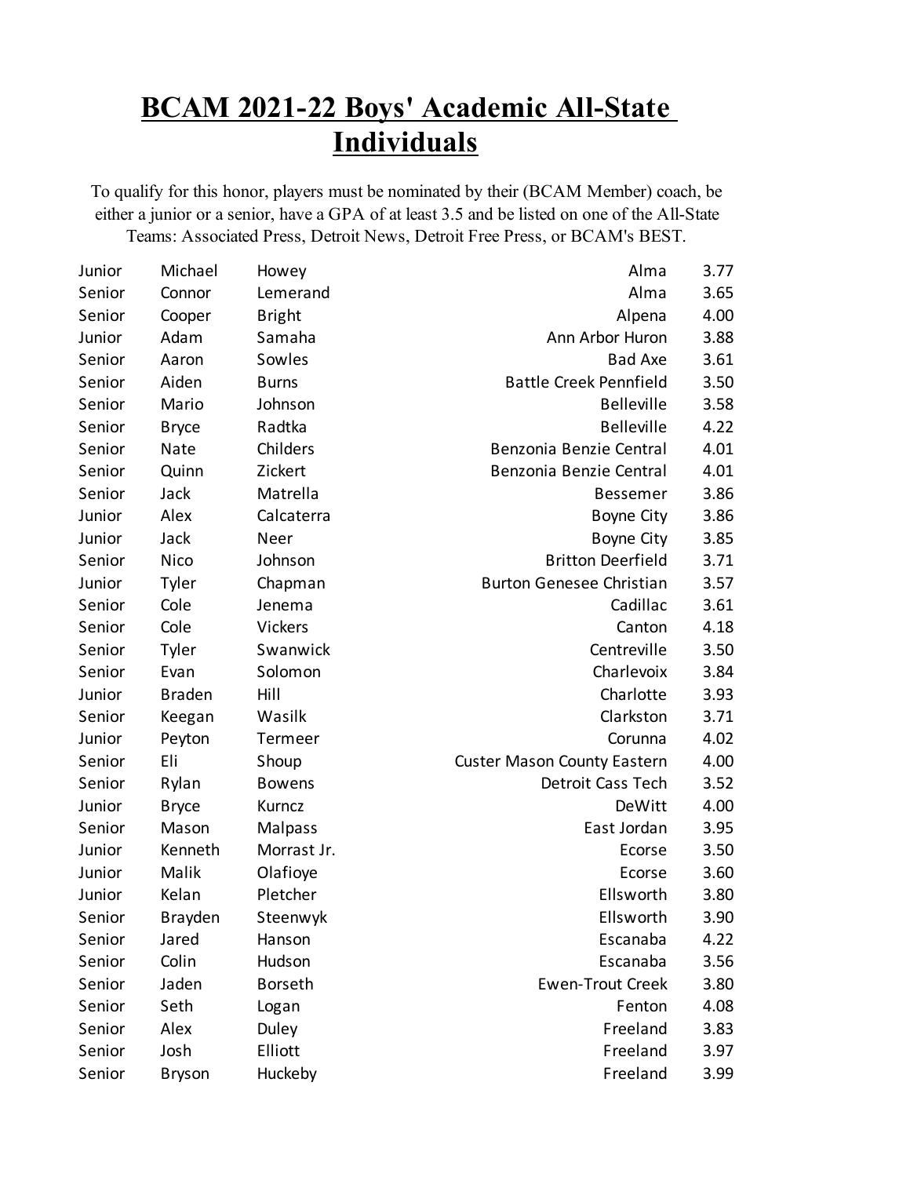# BCAM 2021-22 Boys' Academic All-State Individuals

To qualify for this honor, players must be nominated by their (BCAM Member) coach, be either a junior or a senior, have a GPA of at least 3.5 and be listed on one of the All-State Teams: Associated Press, Detroit News, Detroit Free Press, or BCAM's BEST.

| | | | | |
|---|---|---|---|---|
| Junior | Michael | Howey | Alma | 3.77 |
| Senior | Connor | Lemerand | Alma | 3.65 |
| Senior | Cooper | Bright | Alpena | 4.00 |
| Junior | Adam | Samaha | Ann Arbor Huron | 3.88 |
| Senior | Aaron | Sowles | Bad Axe | 3.61 |
| Senior | Aiden | Burns | Battle Creek Pennfield | 3.50 |
| Senior | Mario | Johnson | Belleville | 3.58 |
| Senior | Bryce | Radtka | Belleville | 4.22 |
| Senior | Nate | Childers | Benzonia Benzie Central | 4.01 |
| Senior | Quinn | Zickert | Benzonia Benzie Central | 4.01 |
| Senior | Jack | Matrella | Bessemer | 3.86 |
| Junior | Alex | Calcaterra | Boyne City | 3.86 |
| Junior | Jack | Neer | Boyne City | 3.85 |
| Senior | Nico | Johnson | Britton Deerfield | 3.71 |
| Junior | Tyler | Chapman | Burton Genesee Christian | 3.57 |
| Senior | Cole | Jenema | Cadillac | 3.61 |
| Senior | Cole | Vickers | Canton | 4.18 |
| Senior | Tyler | Swanwick | Centreville | 3.50 |
| Senior | Evan | Solomon | Charlevoix | 3.84 |
| Junior | Braden | Hill | Charlotte | 3.93 |
| Senior | Keegan | Wasilk | Clarkston | 3.71 |
| Junior | Peyton | Termeer | Corunna | 4.02 |
| Senior | Eli | Shoup | Custer Mason County Eastern | 4.00 |
| Senior | Rylan | Bowens | Detroit Cass Tech | 3.52 |
| Junior | Bryce | Kurncz | DeWitt | 4.00 |
| Senior | Mason | Malpass | East Jordan | 3.95 |
| Junior | Kenneth | Morrast Jr. | Ecorse | 3.50 |
| Junior | Malik | Olafioye | Ecorse | 3.60 |
| Junior | Kelan | Pletcher | Ellsworth | 3.80 |
| Senior | Brayden | Steenwyk | Ellsworth | 3.90 |
| Senior | Jared | Hanson | Escanaba | 4.22 |
| Senior | Colin | Hudson | Escanaba | 3.56 |
| Senior | Jaden | Borseth | Ewen-Trout Creek | 3.80 |
| Senior | Seth | Logan | Fenton | 4.08 |
| Senior | Alex | Duley | Freeland | 3.83 |
| Senior | Josh | Elliott | Freeland | 3.97 |
| Senior | Bryson | Huckeby | Freeland | 3.99 |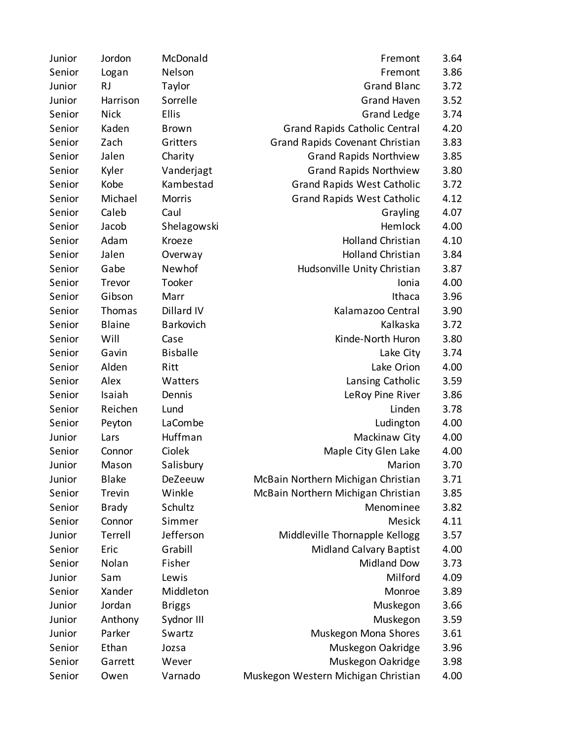| | | | | |
|---|---|---|---|---|
| Junior | Jordon | McDonald | Fremont | 3.64 |
| Senior | Logan | Nelson | Fremont | 3.86 |
| Junior | RJ | Taylor | Grand Blanc | 3.72 |
| Junior | Harrison | Sorrelle | Grand Haven | 3.52 |
| Senior | Nick | Ellis | Grand Ledge | 3.74 |
| Senior | Kaden | Brown | Grand Rapids Catholic Central | 4.20 |
| Senior | Zach | Gritters | Grand Rapids Covenant Christian | 3.83 |
| Senior | Jalen | Charity | Grand Rapids Northview | 3.85 |
| Senior | Kyler | Vanderjagt | Grand Rapids Northview | 3.80 |
| Senior | Kobe | Kambestad | Grand Rapids West Catholic | 3.72 |
| Senior | Michael | Morris | Grand Rapids West Catholic | 4.12 |
| Senior | Caleb | Caul | Grayling | 4.07 |
| Senior | Jacob | Shelagowski | Hemlock | 4.00 |
| Senior | Adam | Kroeze | Holland Christian | 4.10 |
| Senior | Jalen | Overway | Holland Christian | 3.84 |
| Senior | Gabe | Newhof | Hudsonville Unity Christian | 3.87 |
| Senior | Trevor | Tooker | Ionia | 4.00 |
| Senior | Gibson | Marr | Ithaca | 3.96 |
| Senior | Thomas | Dillard IV | Kalamazoo Central | 3.90 |
| Senior | Blaine | Barkovich | Kalkaska | 3.72 |
| Senior | Will | Case | Kinde-North Huron | 3.80 |
| Senior | Gavin | Bisballe | Lake City | 3.74 |
| Senior | Alden | Ritt | Lake Orion | 4.00 |
| Senior | Alex | Watters | Lansing Catholic | 3.59 |
| Senior | Isaiah | Dennis | LeRoy Pine River | 3.86 |
| Senior | Reichen | Lund | Linden | 3.78 |
| Senior | Peyton | LaCombe | Ludington | 4.00 |
| Junior | Lars | Huffman | Mackinaw City | 4.00 |
| Senior | Connor | Ciolek | Maple City Glen Lake | 4.00 |
| Junior | Mason | Salisbury | Marion | 3.70 |
| Junior | Blake | DeZeeuw | McBain Northern Michigan Christian | 3.71 |
| Senior | Trevin | Winkle | McBain Northern Michigan Christian | 3.85 |
| Senior | Brady | Schultz | Menominee | 3.82 |
| Senior | Connor | Simmer | Mesick | 4.11 |
| Junior | Terrell | Jefferson | Middleville Thornapple Kellogg | 3.57 |
| Senior | Eric | Grabill | Midland Calvary Baptist | 4.00 |
| Senior | Nolan | Fisher | Midland Dow | 3.73 |
| Junior | Sam | Lewis | Milford | 4.09 |
| Senior | Xander | Middleton | Monroe | 3.89 |
| Junior | Jordan | Briggs | Muskegon | 3.66 |
| Junior | Anthony | Sydnor III | Muskegon | 3.59 |
| Junior | Parker | Swartz | Muskegon Mona Shores | 3.61 |
| Senior | Ethan | Jozsa | Muskegon Oakridge | 3.96 |
| Senior | Garrett | Wever | Muskegon Oakridge | 3.98 |
| Senior | Owen | Varnado | Muskegon Western Michigan Christian | 4.00 |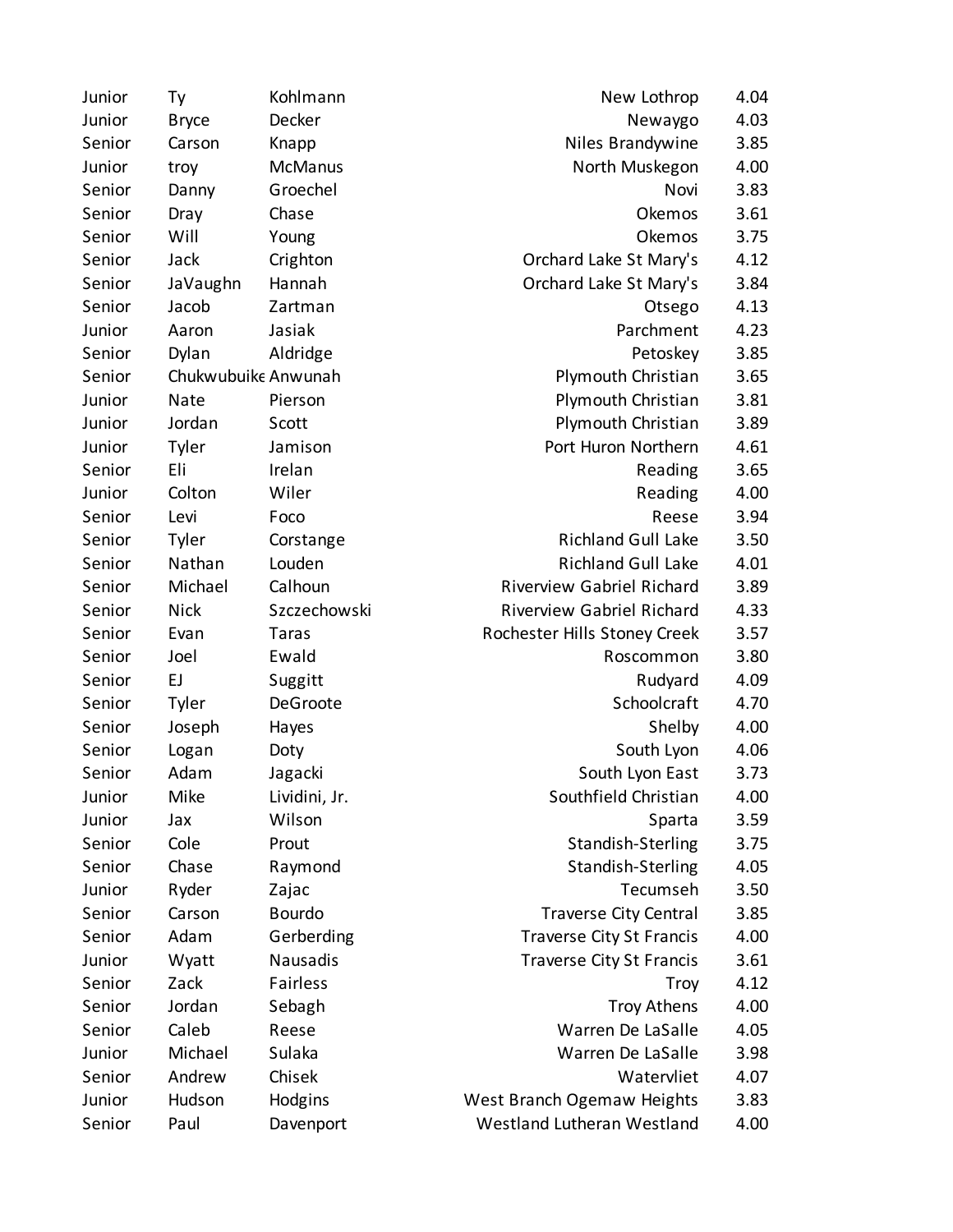| | | | | |
|---|---|---|---|---|
| Junior | Ty | Kohlmann | New Lothrop | 4.04 |
| Junior | Bryce | Decker | Newaygo | 4.03 |
| Senior | Carson | Knapp | Niles Brandywine | 3.85 |
| Junior | troy | McManus | North Muskegon | 4.00 |
| Senior | Danny | Groechel | Novi | 3.83 |
| Senior | Dray | Chase | Okemos | 3.61 |
| Senior | Will | Young | Okemos | 3.75 |
| Senior | Jack | Crighton | Orchard Lake St Mary's | 4.12 |
| Senior | JaVaughn | Hannah | Orchard Lake St Mary's | 3.84 |
| Senior | Jacob | Zartman | Otsego | 4.13 |
| Junior | Aaron | Jasiak | Parchment | 4.23 |
| Senior | Dylan | Aldridge | Petoskey | 3.85 |
| Senior | Chukwubuike | Anwunah | Plymouth Christian | 3.65 |
| Junior | Nate | Pierson | Plymouth Christian | 3.81 |
| Junior | Jordan | Scott | Plymouth Christian | 3.89 |
| Junior | Tyler | Jamison | Port Huron Northern | 4.61 |
| Senior | Eli | Irelan | Reading | 3.65 |
| Junior | Colton | Wiler | Reading | 4.00 |
| Senior | Levi | Foco | Reese | 3.94 |
| Senior | Tyler | Corstange | Richland Gull Lake | 3.50 |
| Senior | Nathan | Louden | Richland Gull Lake | 4.01 |
| Senior | Michael | Calhoun | Riverview Gabriel Richard | 3.89 |
| Senior | Nick | Szczechowski | Riverview Gabriel Richard | 4.33 |
| Senior | Evan | Taras | Rochester Hills Stoney Creek | 3.57 |
| Senior | Joel | Ewald | Roscommon | 3.80 |
| Senior | EJ | Suggitt | Rudyard | 4.09 |
| Senior | Tyler | DeGroote | Schoolcraft | 4.70 |
| Senior | Joseph | Hayes | Shelby | 4.00 |
| Senior | Logan | Doty | South Lyon | 4.06 |
| Senior | Adam | Jagacki | South Lyon East | 3.73 |
| Junior | Mike | Lividini, Jr. | Southfield Christian | 4.00 |
| Junior | Jax | Wilson | Sparta | 3.59 |
| Senior | Cole | Prout | Standish-Sterling | 3.75 |
| Senior | Chase | Raymond | Standish-Sterling | 4.05 |
| Junior | Ryder | Zajac | Tecumseh | 3.50 |
| Senior | Carson | Bourdo | Traverse City Central | 3.85 |
| Senior | Adam | Gerberding | Traverse City St Francis | 4.00 |
| Junior | Wyatt | Nausadis | Traverse City St Francis | 3.61 |
| Senior | Zack | Fairless | Troy | 4.12 |
| Senior | Jordan | Sebagh | Troy Athens | 4.00 |
| Senior | Caleb | Reese | Warren De LaSalle | 4.05 |
| Junior | Michael | Sulaka | Warren De LaSalle | 3.98 |
| Senior | Andrew | Chisek | Watervliet | 4.07 |
| Junior | Hudson | Hodgins | West Branch Ogemaw Heights | 3.83 |
| Senior | Paul | Davenport | Westland Lutheran Westland | 4.00 |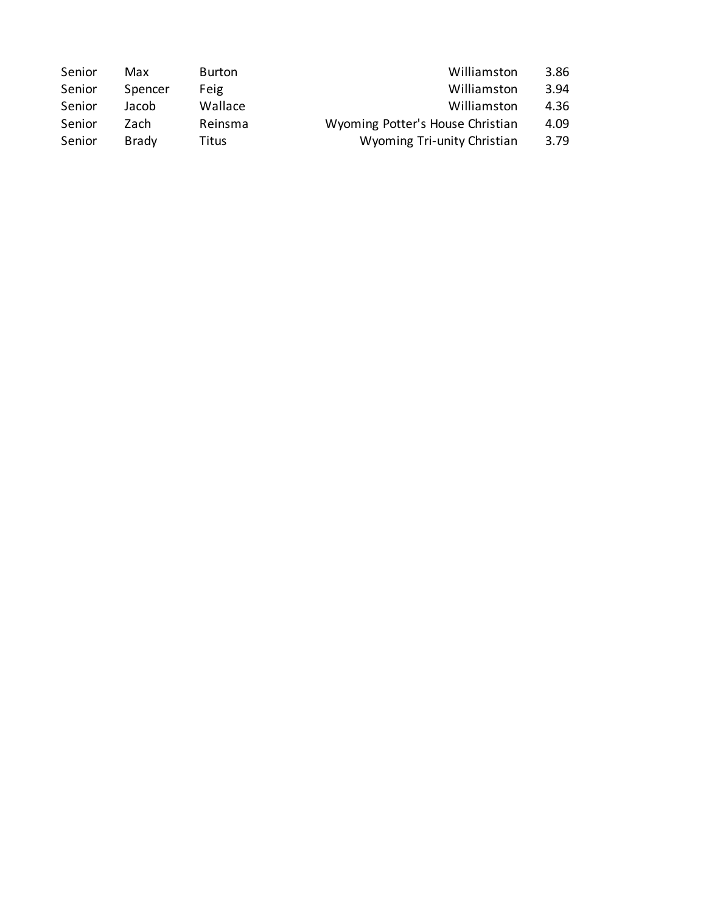| | | | | |
|---|---|---|---|---|
| Senior | Max | Burton | Williamston | 3.86 |
| Senior | Spencer | Feig | Williamston | 3.94 |
| Senior | Jacob | Wallace | Williamston | 4.36 |
| Senior | Zach | Reinsma | Wyoming Potter's House Christian | 4.09 |
| Senior | Brady | Titus | Wyoming Tri-unity Christian | 3.79 |